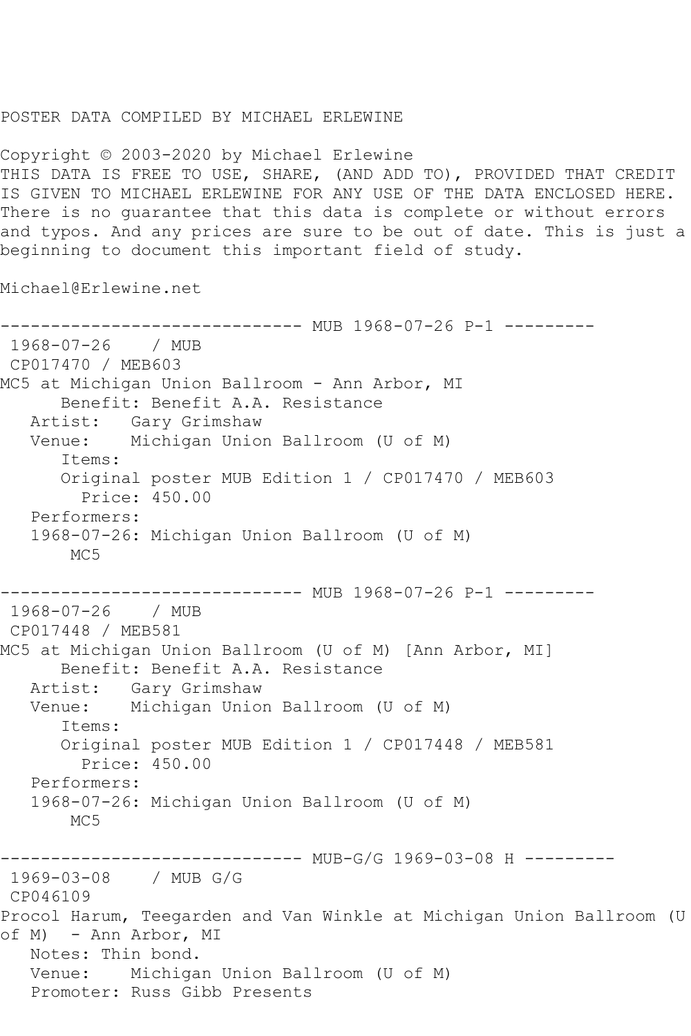POSTER DATA COMPILED BY MICHAEL ERLEWINE

Copyright © 2003-2020 by Michael Erlewine
THIS DATA IS FREE TO USE, SHARE, (AND ADD TO), PROVIDED THAT CREDIT IS GIVEN TO MICHAEL ERLEWINE FOR ANY USE OF THE DATA ENCLOSED HERE. There is no guarantee that this data is complete or without errors and typos. And any prices are sure to be out of date. This is just a beginning to document this important field of study.

Michael@Erlewine.net

```
------------------------------ MUB 1968-07-26 P-1 ---------
 1968-07-26    / MUB
 CP017470 / MEB603
MC5 at Michigan Union Ballroom - Ann Arbor, MI
      Benefit: Benefit A.A. Resistance
   Artist:   Gary Grimshaw
   Venue:    Michigan Union Ballroom (U of M)
      Items:
      Original poster MUB Edition 1 / CP017470 / MEB603
        Price: 450.00
   Performers:
   1968-07-26: Michigan Union Ballroom (U of M)
       MC5

------------------------------ MUB 1968-07-26 P-1 ---------
 1968-07-26    / MUB
 CP017448 / MEB581
MC5 at Michigan Union Ballroom (U of M) [Ann Arbor, MI]
      Benefit: Benefit A.A. Resistance
   Artist:   Gary Grimshaw
   Venue:    Michigan Union Ballroom (U of M)
      Items:
      Original poster MUB Edition 1 / CP017448 / MEB581
        Price: 450.00
   Performers:
   1968-07-26: Michigan Union Ballroom (U of M)
       MC5

------------------------------ MUB-G/G 1969-03-08 H ---------
 1969-03-08    / MUB G/G
 CP046109
Procol Harum, Teegarden and Van Winkle at Michigan Union Ballroom (U of M)  - Ann Arbor, MI
   Notes: Thin bond.
   Venue:    Michigan Union Ballroom (U of M)
   Promoter: Russ Gibb Presents
```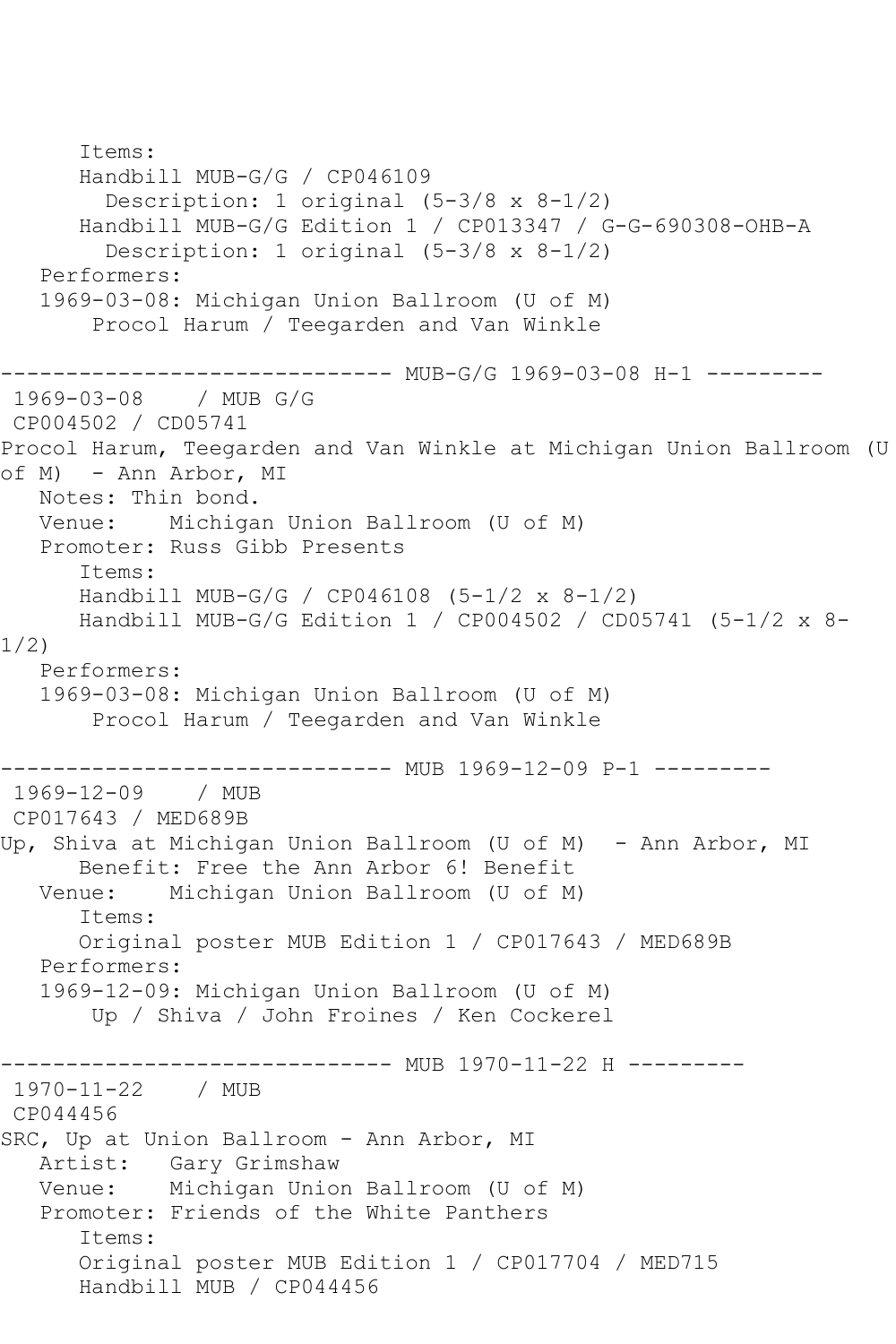Items:
Handbill MUB-G/G / CP046109
Description: 1 original (5-3/8 x 8-1/2)
Handbill MUB-G/G Edition 1 / CP013347 / G-G-690308-OHB-A
Description: 1 original (5-3/8 x 8-1/2)
Performers:
1969-03-08: Michigan Union Ballroom (U of M)
Procol Harum / Teegarden and Van Winkle

------------------------------ MUB-G/G 1969-03-08 H-1 ---------

1969-03-08 / MUB G/G
CP004502 / CD05741
Procol Harum, Teegarden and Van Winkle at Michigan Union Ballroom (U of M) - Ann Arbor, MI
Notes: Thin bond.
Venue: Michigan Union Ballroom (U of M)
Promoter: Russ Gibb Presents
Items:
Handbill MUB-G/G / CP046108 (5-1/2 x 8-1/2)
Handbill MUB-G/G Edition 1 / CP004502 / CD05741 (5-1/2 x 8-1/2)
Performers:
1969-03-08: Michigan Union Ballroom (U of M)
Procol Harum / Teegarden and Van Winkle

------------------------------ MUB 1969-12-09 P-1 ---------

1969-12-09 / MUB
CP017643 / MED689B
Up, Shiva at Michigan Union Ballroom (U of M) - Ann Arbor, MI
Benefit: Free the Ann Arbor 6! Benefit
Venue: Michigan Union Ballroom (U of M)
Items:
Original poster MUB Edition 1 / CP017643 / MED689B
Performers:
1969-12-09: Michigan Union Ballroom (U of M)
Up / Shiva / John Froines / Ken Cockerel

------------------------------ MUB 1970-11-22 H ---------

1970-11-22 / MUB
CP044456
SRC, Up at Union Ballroom - Ann Arbor, MI
Artist: Gary Grimshaw
Venue: Michigan Union Ballroom (U of M)
Promoter: Friends of the White Panthers
Items:
Original poster MUB Edition 1 / CP017704 / MED715
Handbill MUB / CP044456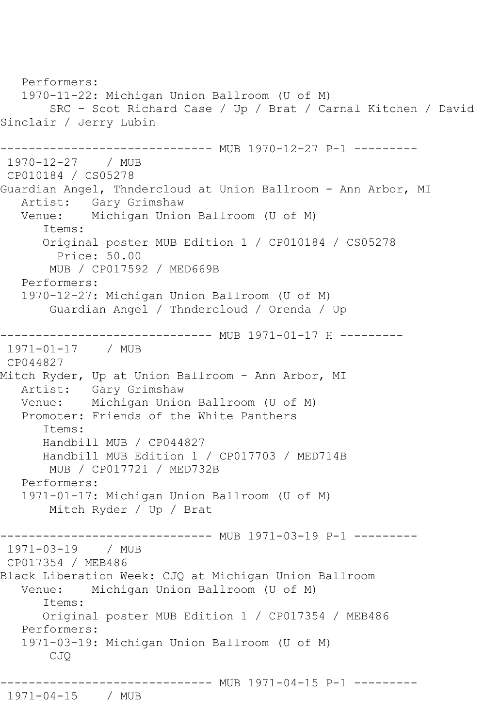```
   Performers:
   1970-11-22: Michigan Union Ballroom (U of M)
       SRC - Scot Richard Case / Up / Brat / Carnal Kitchen / David
Sinclair / Jerry Lubin

------------------------------ MUB 1970-12-27 P-1 ---------
 1970-12-27    / MUB
 CP010184 / CS05278
Guardian Angel, Thndercloud at Union Ballroom - Ann Arbor, MI
   Artist:   Gary Grimshaw
   Venue:    Michigan Union Ballroom (U of M)
      Items:
      Original poster MUB Edition 1 / CP010184 / CS05278
        Price: 50.00
       MUB / CP017592 / MED669B
   Performers:
   1970-12-27: Michigan Union Ballroom (U of M)
       Guardian Angel / Thndercloud / Orenda / Up

------------------------------ MUB 1971-01-17 H ---------
 1971-01-17    / MUB
 CP044827
Mitch Ryder, Up at Union Ballroom - Ann Arbor, MI
   Artist:   Gary Grimshaw
   Venue:    Michigan Union Ballroom (U of M)
   Promoter: Friends of the White Panthers
      Items:
      Handbill MUB / CP044827
      Handbill MUB Edition 1 / CP017703 / MED714B
       MUB / CP017721 / MED732B
   Performers:
   1971-01-17: Michigan Union Ballroom (U of M)
       Mitch Ryder / Up / Brat

------------------------------ MUB 1971-03-19 P-1 ---------
 1971-03-19    / MUB
 CP017354 / MEB486
Black Liberation Week: CJQ at Michigan Union Ballroom
   Venue:    Michigan Union Ballroom (U of M)
      Items:
      Original poster MUB Edition 1 / CP017354 / MEB486
   Performers:
   1971-03-19: Michigan Union Ballroom (U of M)
       CJQ

------------------------------ MUB 1971-04-15 P-1 ---------
 1971-04-15    / MUB
```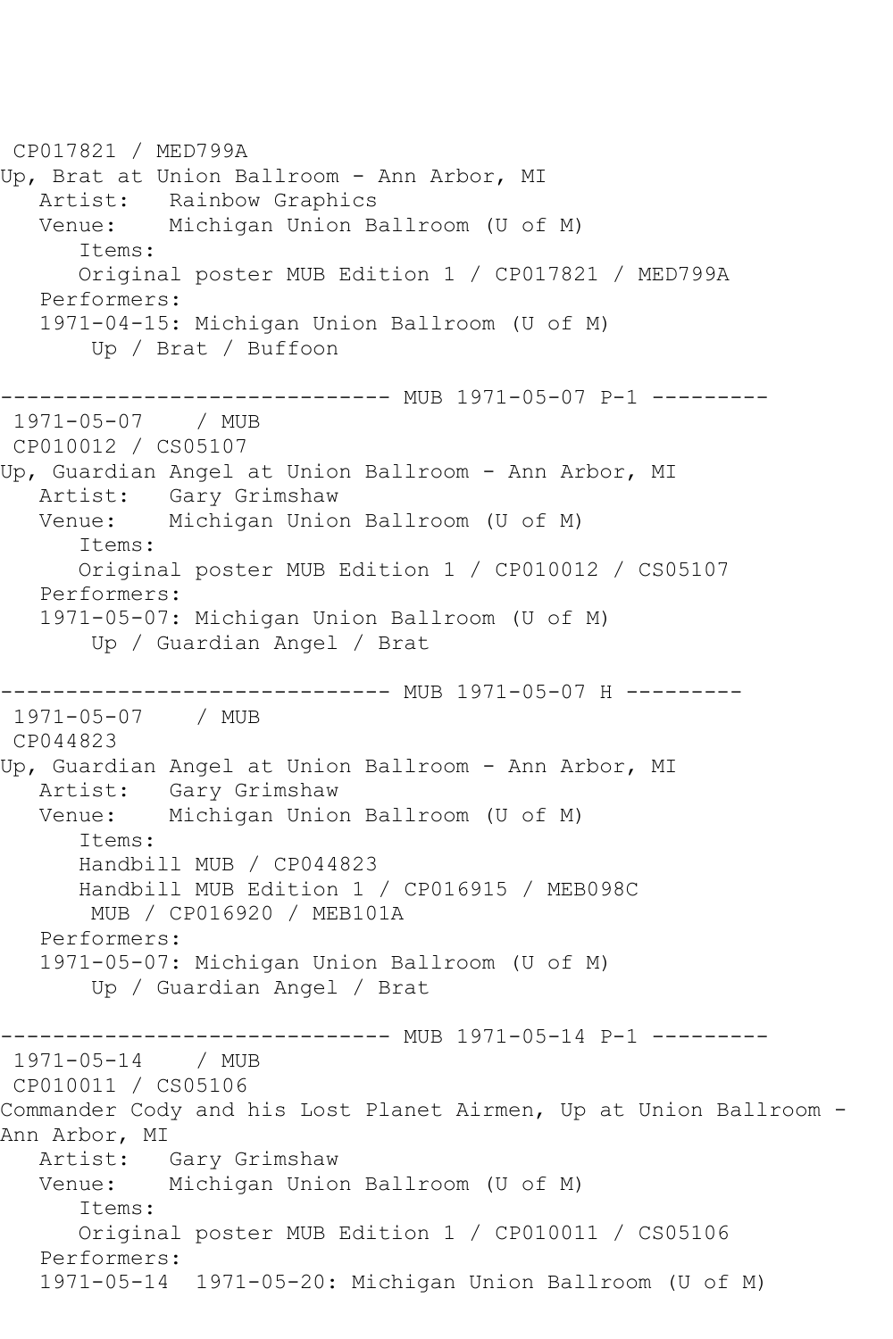CP017821 / MED799A
Up, Brat at Union Ballroom - Ann Arbor, MI
   Artist:   Rainbow Graphics
   Venue:    Michigan Union Ballroom (U of M)
      Items:
      Original poster MUB Edition 1 / CP017821 / MED799A
   Performers:
   1971-04-15: Michigan Union Ballroom (U of M)
       Up / Brat / Buffoon

------------------------------ MUB 1971-05-07 P-1 ---------
1971-05-07    / MUB
CP010012 / CS05107
Up, Guardian Angel at Union Ballroom - Ann Arbor, MI
   Artist:   Gary Grimshaw
   Venue:    Michigan Union Ballroom (U of M)
      Items:
      Original poster MUB Edition 1 / CP010012 / CS05107
   Performers:
   1971-05-07: Michigan Union Ballroom (U of M)
       Up / Guardian Angel / Brat

------------------------------ MUB 1971-05-07 H ---------
1971-05-07    / MUB
CP044823
Up, Guardian Angel at Union Ballroom - Ann Arbor, MI
   Artist:   Gary Grimshaw
   Venue:    Michigan Union Ballroom (U of M)
      Items:
      Handbill MUB / CP044823
      Handbill MUB Edition 1 / CP016915 / MEB098C
       MUB / CP016920 / MEB101A
   Performers:
   1971-05-07: Michigan Union Ballroom (U of M)
       Up / Guardian Angel / Brat

------------------------------ MUB 1971-05-14 P-1 ---------
1971-05-14    / MUB
CP010011 / CS05106
Commander Cody and his Lost Planet Airmen, Up at Union Ballroom - Ann Arbor, MI
   Artist:   Gary Grimshaw
   Venue:    Michigan Union Ballroom (U of M)
      Items:
      Original poster MUB Edition 1 / CP010011 / CS05106
   Performers:
   1971-05-14  1971-05-20: Michigan Union Ballroom (U of M)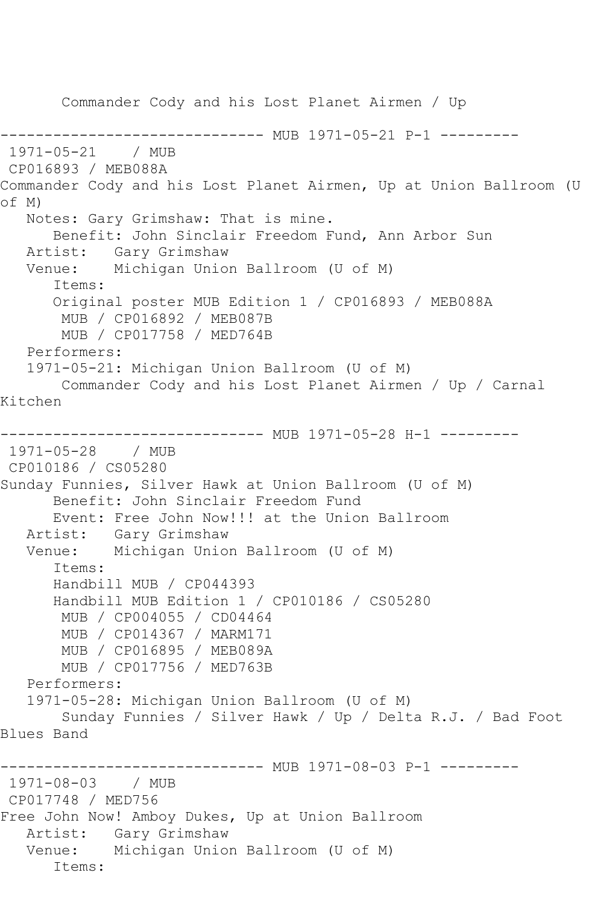Commander Cody and his Lost Planet Airmen / Up

------------------------------ MUB 1971-05-21 P-1 ---------

1971-05-21 / MUB

CP016893 / MEB088A

Commander Cody and his Lost Planet Airmen, Up at Union Ballroom (U of M)

Notes: Gary Grimshaw: That is mine.

Benefit: John Sinclair Freedom Fund, Ann Arbor Sun

Artist: Gary Grimshaw

Venue: Michigan Union Ballroom (U of M)

Items:

Original poster MUB Edition 1 / CP016893 / MEB088A

MUB / CP016892 / MEB087B

MUB / CP017758 / MED764B

Performers:

1971-05-21: Michigan Union Ballroom (U of M)

Commander Cody and his Lost Planet Airmen / Up / Carnal Kitchen

------------------------------ MUB 1971-05-28 H-1 ---------

1971-05-28 / MUB

CP010186 / CS05280

Sunday Funnies, Silver Hawk at Union Ballroom (U of M)

Benefit: John Sinclair Freedom Fund

Event: Free John Now!!! at the Union Ballroom

Artist: Gary Grimshaw

Venue: Michigan Union Ballroom (U of M)

Items:

Handbill MUB / CP044393

Handbill MUB Edition 1 / CP010186 / CS05280

MUB / CP004055 / CD04464

MUB / CP014367 / MARM171

MUB / CP016895 / MEB089A

MUB / CP017756 / MED763B

Performers:

1971-05-28: Michigan Union Ballroom (U of M)

Sunday Funnies / Silver Hawk / Up / Delta R.J. / Bad Foot Blues Band

------------------------------ MUB 1971-08-03 P-1 ---------

1971-08-03 / MUB

CP017748 / MED756

Free John Now! Amboy Dukes, Up at Union Ballroom

Artist: Gary Grimshaw

Venue: Michigan Union Ballroom (U of M)

Items: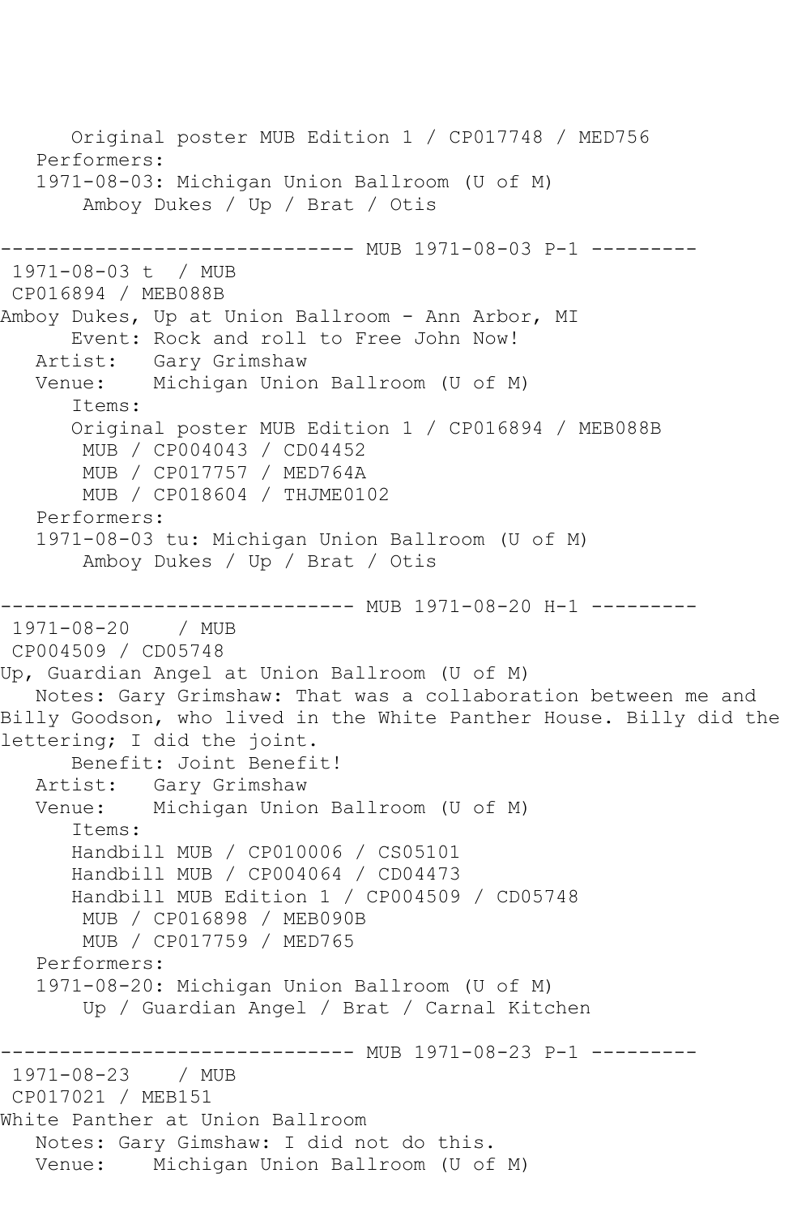Original poster MUB Edition 1 / CP017748 / MED756

Performers:

1971-08-03: Michigan Union Ballroom (U of M)

Amboy Dukes / Up / Brat / Otis

------------------------------ MUB 1971-08-03 P-1 ---------

1971-08-03 t / MUB

CP016894 / MEB088B

Amboy Dukes, Up at Union Ballroom - Ann Arbor, MI

Event: Rock and roll to Free John Now!

Artist: Gary Grimshaw

Venue: Michigan Union Ballroom (U of M)

Items:

Original poster MUB Edition 1 / CP016894 / MEB088B

MUB / CP004043 / CD04452

MUB / CP017757 / MED764A

MUB / CP018604 / THJME0102

Performers:

1971-08-03 tu: Michigan Union Ballroom (U of M)

Amboy Dukes / Up / Brat / Otis

------------------------------ MUB 1971-08-20 H-1 ---------

1971-08-20 / MUB

CP004509 / CD05748

Up, Guardian Angel at Union Ballroom (U of M)

Notes: Gary Grimshaw: That was a collaboration between me and Billy Goodson, who lived in the White Panther House. Billy did the lettering; I did the joint.

Benefit: Joint Benefit!

Artist: Gary Grimshaw

Venue: Michigan Union Ballroom (U of M)

Items:

Handbill MUB / CP010006 / CS05101

Handbill MUB / CP004064 / CD04473

Handbill MUB Edition 1 / CP004509 / CD05748

MUB / CP016898 / MEB090B

MUB / CP017759 / MED765

Performers:

1971-08-20: Michigan Union Ballroom (U of M)

Up / Guardian Angel / Brat / Carnal Kitchen

------------------------------ MUB 1971-08-23 P-1 ---------

1971-08-23 / MUB

CP017021 / MEB151

White Panther at Union Ballroom

Notes: Gary Gimshaw: I did not do this.

Venue: Michigan Union Ballroom (U of M)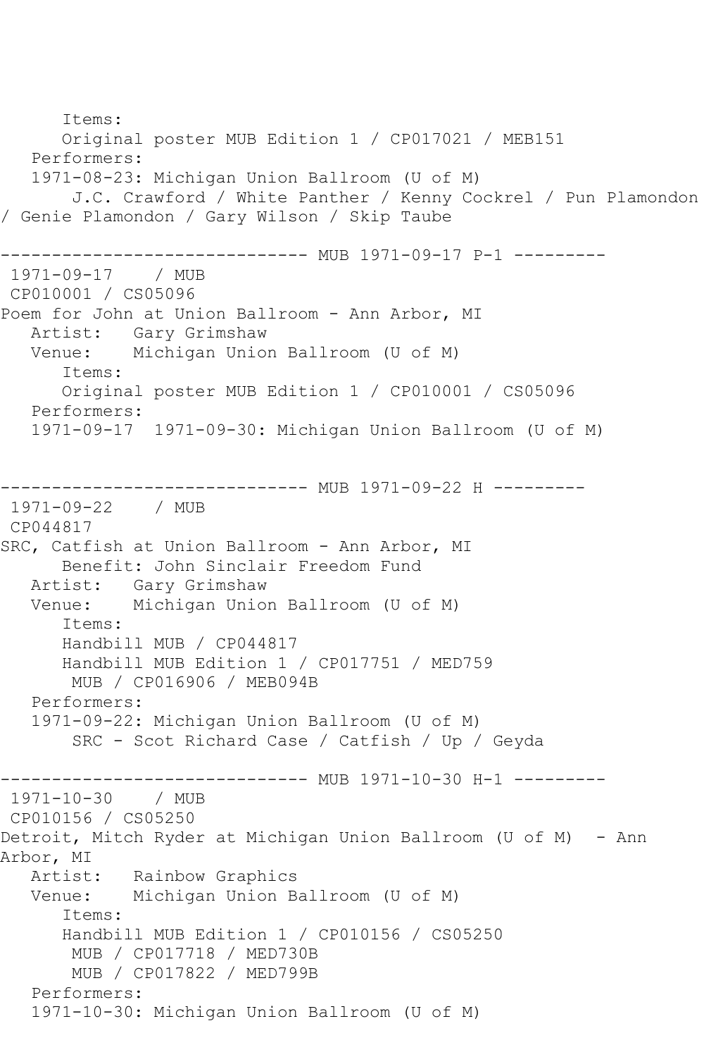```
      Items:
      Original poster MUB Edition 1 / CP017021 / MEB151
   Performers:
   1971-08-23: Michigan Union Ballroom (U of M)
       J.C. Crawford / White Panther / Kenny Cockrel / Pun Plamondon
/ Genie Plamondon / Gary Wilson / Skip Taube

------------------------------ MUB 1971-09-17 P-1 ---------
 1971-09-17    / MUB
 CP010001 / CS05096
Poem for John at Union Ballroom - Ann Arbor, MI
   Artist:   Gary Grimshaw
   Venue:    Michigan Union Ballroom (U of M)
      Items:
      Original poster MUB Edition 1 / CP010001 / CS05096
   Performers:
   1971-09-17  1971-09-30: Michigan Union Ballroom (U of M)


------------------------------ MUB 1971-09-22 H ---------
 1971-09-22    / MUB
 CP044817
SRC, Catfish at Union Ballroom - Ann Arbor, MI
      Benefit: John Sinclair Freedom Fund
   Artist:   Gary Grimshaw
   Venue:    Michigan Union Ballroom (U of M)
      Items:
      Handbill MUB / CP044817
      Handbill MUB Edition 1 / CP017751 / MED759
       MUB / CP016906 / MEB094B
   Performers:
   1971-09-22: Michigan Union Ballroom (U of M)
       SRC - Scot Richard Case / Catfish / Up / Geyda

------------------------------ MUB 1971-10-30 H-1 ---------
 1971-10-30    / MUB
 CP010156 / CS05250
Detroit, Mitch Ryder at Michigan Union Ballroom (U of M)  - Ann
Arbor, MI
   Artist:   Rainbow Graphics
   Venue:    Michigan Union Ballroom (U of M)
      Items:
      Handbill MUB Edition 1 / CP010156 / CS05250
       MUB / CP017718 / MED730B
       MUB / CP017822 / MED799B
   Performers:
   1971-10-30: Michigan Union Ballroom (U of M)
```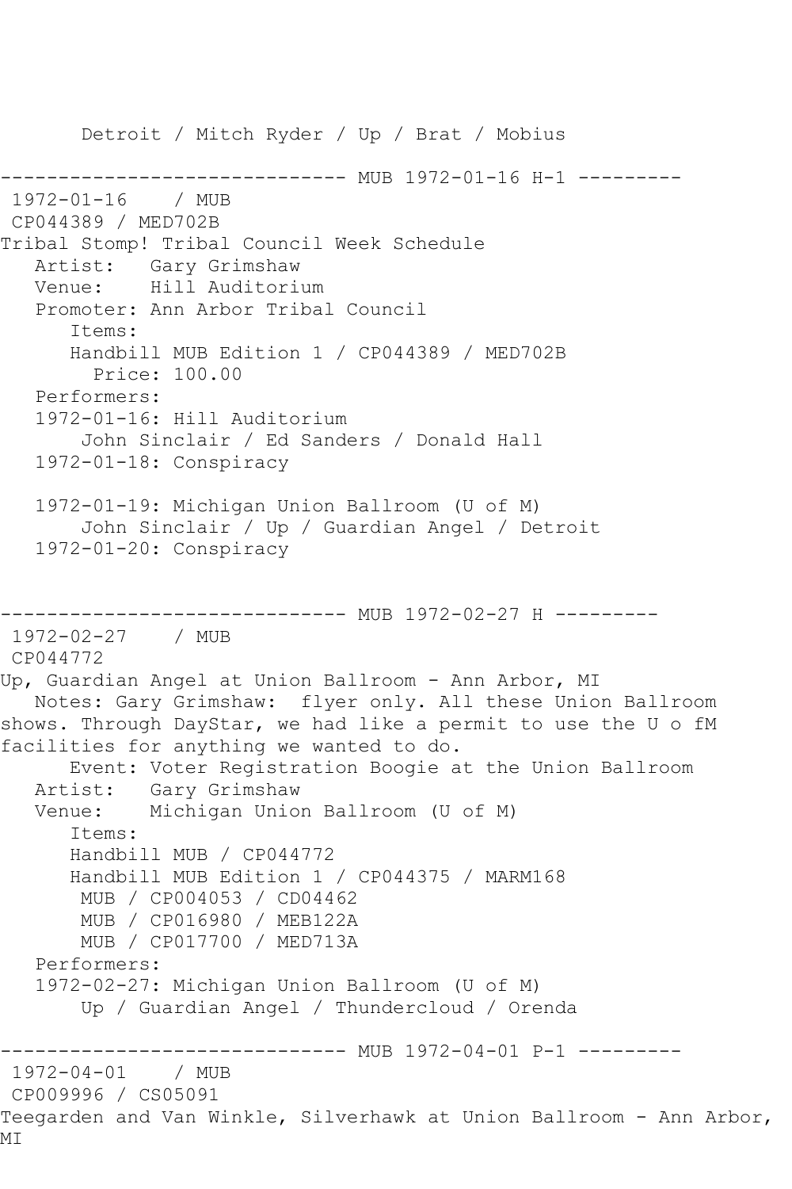```
       Detroit / Mitch Ryder / Up / Brat / Mobius

------------------------------ MUB 1972-01-16 H-1 ---------
 1972-01-16    / MUB
 CP044389 / MED702B
Tribal Stomp! Tribal Council Week Schedule
   Artist:   Gary Grimshaw
   Venue:    Hill Auditorium
   Promoter: Ann Arbor Tribal Council
      Items:
      Handbill MUB Edition 1 / CP044389 / MED702B
        Price: 100.00
   Performers:
   1972-01-16: Hill Auditorium
       John Sinclair / Ed Sanders / Donald Hall
   1972-01-18: Conspiracy

   1972-01-19: Michigan Union Ballroom (U of M)
       John Sinclair / Up / Guardian Angel / Detroit
   1972-01-20: Conspiracy


------------------------------ MUB 1972-02-27 H ---------
 1972-02-27    / MUB
 CP044772
Up, Guardian Angel at Union Ballroom - Ann Arbor, MI
   Notes: Gary Grimshaw:  flyer only. All these Union Ballroom
shows. Through DayStar, we had like a permit to use the U o fM
facilities for anything we wanted to do.
      Event: Voter Registration Boogie at the Union Ballroom
   Artist:   Gary Grimshaw
   Venue:    Michigan Union Ballroom (U of M)
      Items:
      Handbill MUB / CP044772
      Handbill MUB Edition 1 / CP044375 / MARM168
       MUB / CP004053 / CD04462
       MUB / CP016980 / MEB122A
       MUB / CP017700 / MED713A
   Performers:
   1972-02-27: Michigan Union Ballroom (U of M)
       Up / Guardian Angel / Thundercloud / Orenda

------------------------------ MUB 1972-04-01 P-1 ---------
 1972-04-01    / MUB
 CP009996 / CS05091
Teegarden and Van Winkle, Silverhawk at Union Ballroom - Ann Arbor,
MI
```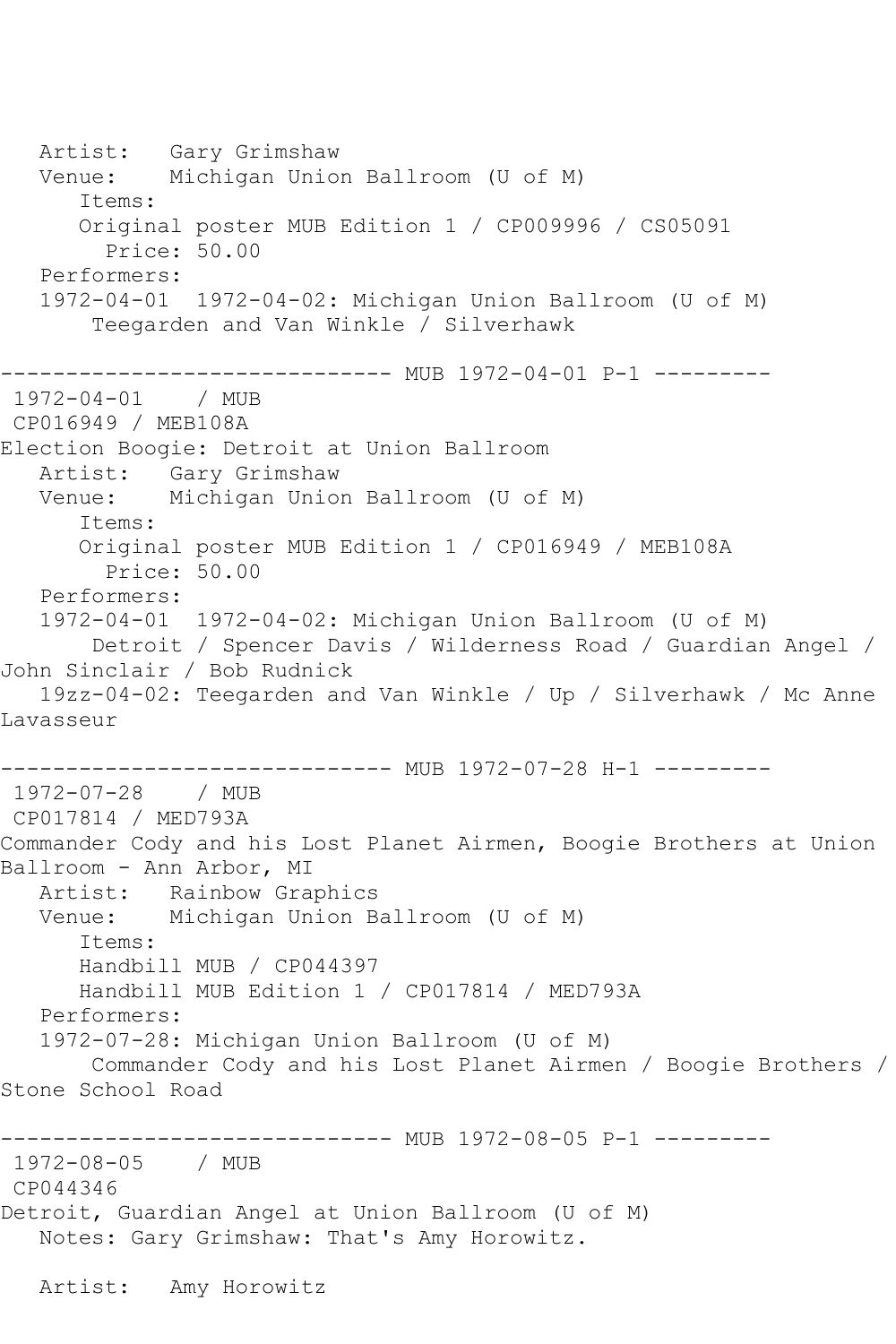Artist: Gary Grimshaw
Venue: Michigan Union Ballroom (U of M)
Items:
Original poster MUB Edition 1 / CP009996 / CS05091
Price: 50.00
Performers:
1972-04-01 1972-04-02: Michigan Union Ballroom (U of M)
Teegarden and Van Winkle / Silverhawk

------------------------------ MUB 1972-04-01 P-1 ---------

1972-04-01 / MUB
CP016949 / MEB108A
Election Boogie: Detroit at Union Ballroom
Artist: Gary Grimshaw
Venue: Michigan Union Ballroom (U of M)
Items:
Original poster MUB Edition 1 / CP016949 / MEB108A
Price: 50.00
Performers:
1972-04-01 1972-04-02: Michigan Union Ballroom (U of M)
Detroit / Spencer Davis / Wilderness Road / Guardian Angel / John Sinclair / Bob Rudnick
19zz-04-02: Teegarden and Van Winkle / Up / Silverhawk / Mc Anne Lavasseur

------------------------------ MUB 1972-07-28 H-1 ---------

1972-07-28 / MUB
CP017814 / MED793A
Commander Cody and his Lost Planet Airmen, Boogie Brothers at Union Ballroom - Ann Arbor, MI
Artist: Rainbow Graphics
Venue: Michigan Union Ballroom (U of M)
Items:
Handbill MUB / CP044397
Handbill MUB Edition 1 / CP017814 / MED793A
Performers:
1972-07-28: Michigan Union Ballroom (U of M)
Commander Cody and his Lost Planet Airmen / Boogie Brothers / Stone School Road

------------------------------ MUB 1972-08-05 P-1 ---------

1972-08-05 / MUB
CP044346
Detroit, Guardian Angel at Union Ballroom (U of M)
Notes: Gary Grimshaw: That's Amy Horowitz.

Artist: Amy Horowitz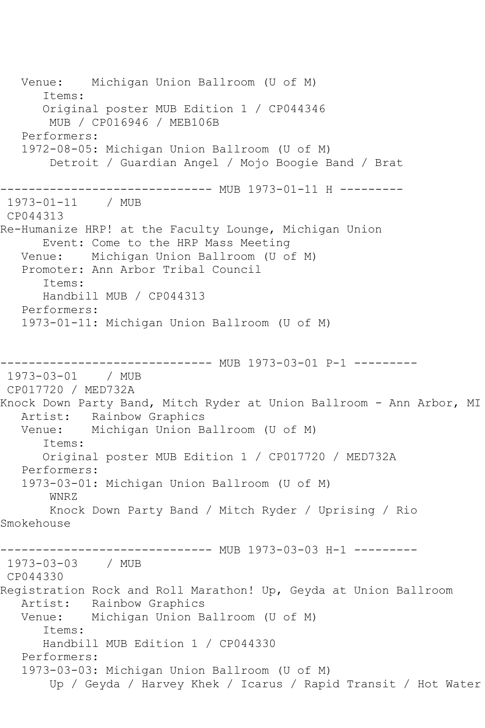Venue: Michigan Union Ballroom (U of M)
Items:
Original poster MUB Edition 1 / CP044346
MUB / CP016946 / MEB106B
Performers:
1972-08-05: Michigan Union Ballroom (U of M)
Detroit / Guardian Angel / Mojo Boogie Band / Brat

------------------------------ MUB 1973-01-11 H ---------

1973-01-11 / MUB
CP044313
Re-Humanize HRP! at the Faculty Lounge, Michigan Union
Event: Come to the HRP Mass Meeting
Venue: Michigan Union Ballroom (U of M)
Promoter: Ann Arbor Tribal Council
Items:
Handbill MUB / CP044313
Performers:
1973-01-11: Michigan Union Ballroom (U of M)

------------------------------ MUB 1973-03-01 P-1 ---------

1973-03-01 / MUB
CP017720 / MED732A
Knock Down Party Band, Mitch Ryder at Union Ballroom - Ann Arbor, MI
Artist: Rainbow Graphics
Venue: Michigan Union Ballroom (U of M)
Items:
Original poster MUB Edition 1 / CP017720 / MED732A
Performers:
1973-03-01: Michigan Union Ballroom (U of M)
WNRZ
Knock Down Party Band / Mitch Ryder / Uprising / Rio Smokehouse

------------------------------ MUB 1973-03-03 H-1 ---------

1973-03-03 / MUB
CP044330
Registration Rock and Roll Marathon! Up, Geyda at Union Ballroom
Artist: Rainbow Graphics
Venue: Michigan Union Ballroom (U of M)
Items:
Handbill MUB Edition 1 / CP044330
Performers:
1973-03-03: Michigan Union Ballroom (U of M)
Up / Geyda / Harvey Khek / Icarus / Rapid Transit / Hot Water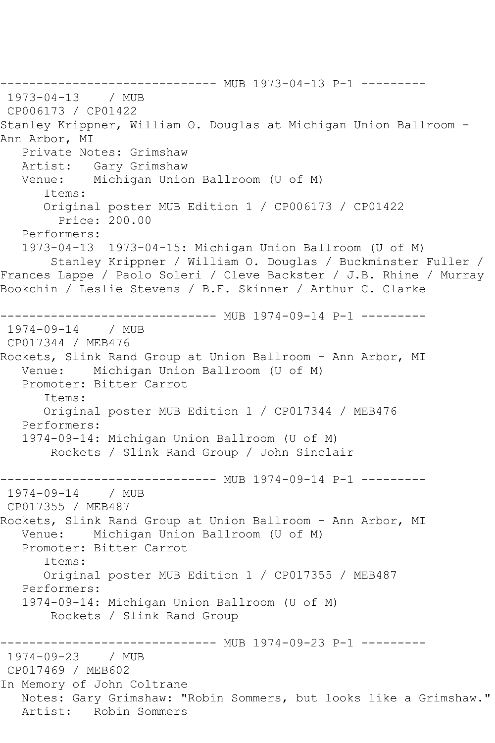------------------------------ MUB 1973-04-13 P-1 ---------

1973-04-13 / MUB

CP006173 / CP01422

Stanley Krippner, William O. Douglas at Michigan Union Ballroom - Ann Arbor, MI

Private Notes: Grimshaw

Artist: Gary Grimshaw

Venue: Michigan Union Ballroom (U of M)

Items:

Original poster MUB Edition 1 / CP006173 / CP01422

Price: 200.00

Performers:

1973-04-13 1973-04-15: Michigan Union Ballroom (U of M)

Stanley Krippner / William O. Douglas / Buckminster Fuller / Frances Lappe / Paolo Soleri / Cleve Backster / J.B. Rhine / Murray Bookchin / Leslie Stevens / B.F. Skinner / Arthur C. Clarke

------------------------------ MUB 1974-09-14 P-1 ---------

1974-09-14 / MUB

CP017344 / MEB476

Rockets, Slink Rand Group at Union Ballroom - Ann Arbor, MI

Venue: Michigan Union Ballroom (U of M)

Promoter: Bitter Carrot

Items:

Original poster MUB Edition 1 / CP017344 / MEB476

Performers:

1974-09-14: Michigan Union Ballroom (U of M)

Rockets / Slink Rand Group / John Sinclair

------------------------------ MUB 1974-09-14 P-1 ---------

1974-09-14 / MUB

CP017355 / MEB487

Rockets, Slink Rand Group at Union Ballroom - Ann Arbor, MI

Venue: Michigan Union Ballroom (U of M)

Promoter: Bitter Carrot

Items:

Original poster MUB Edition 1 / CP017355 / MEB487

Performers:

1974-09-14: Michigan Union Ballroom (U of M)

Rockets / Slink Rand Group

------------------------------ MUB 1974-09-23 P-1 ---------

1974-09-23 / MUB

CP017469 / MEB602

In Memory of John Coltrane

Notes: Gary Grimshaw: "Robin Sommers, but looks like a Grimshaw."

Artist: Robin Sommers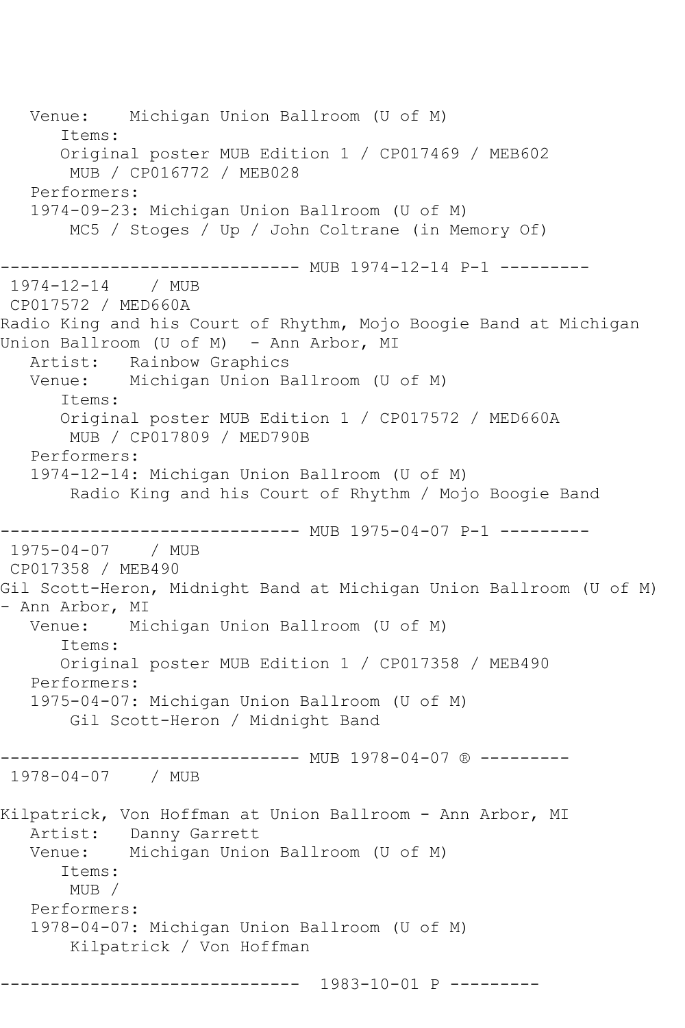```
   Venue:    Michigan Union Ballroom (U of M)
      Items:
      Original poster MUB Edition 1 / CP017469 / MEB602
       MUB / CP016772 / MEB028
   Performers:
   1974-09-23: Michigan Union Ballroom (U of M)
       MC5 / Stoges / Up / John Coltrane (in Memory Of)

------------------------------ MUB 1974-12-14 P-1 ---------
 1974-12-14    / MUB
 CP017572 / MED660A
Radio King and his Court of Rhythm, Mojo Boogie Band at Michigan
Union Ballroom (U of M)  - Ann Arbor, MI
   Artist:   Rainbow Graphics
   Venue:    Michigan Union Ballroom (U of M)
      Items:
      Original poster MUB Edition 1 / CP017572 / MED660A
       MUB / CP017809 / MED790B
   Performers:
   1974-12-14: Michigan Union Ballroom (U of M)
       Radio King and his Court of Rhythm / Mojo Boogie Band

------------------------------ MUB 1975-04-07 P-1 ---------
 1975-04-07    / MUB
 CP017358 / MEB490
Gil Scott-Heron, Midnight Band at Michigan Union Ballroom (U of M)
- Ann Arbor, MI
   Venue:    Michigan Union Ballroom (U of M)
      Items:
      Original poster MUB Edition 1 / CP017358 / MEB490
   Performers:
   1975-04-07: Michigan Union Ballroom (U of M)
       Gil Scott-Heron / Midnight Band

------------------------------ MUB 1978-04-07 ® ---------
 1978-04-07    / MUB

Kilpatrick, Von Hoffman at Union Ballroom - Ann Arbor, MI
   Artist:   Danny Garrett
   Venue:    Michigan Union Ballroom (U of M)
      Items:
       MUB /
   Performers:
   1978-04-07: Michigan Union Ballroom (U of M)
       Kilpatrick / Von Hoffman

------------------------------  1983-10-01 P ---------
```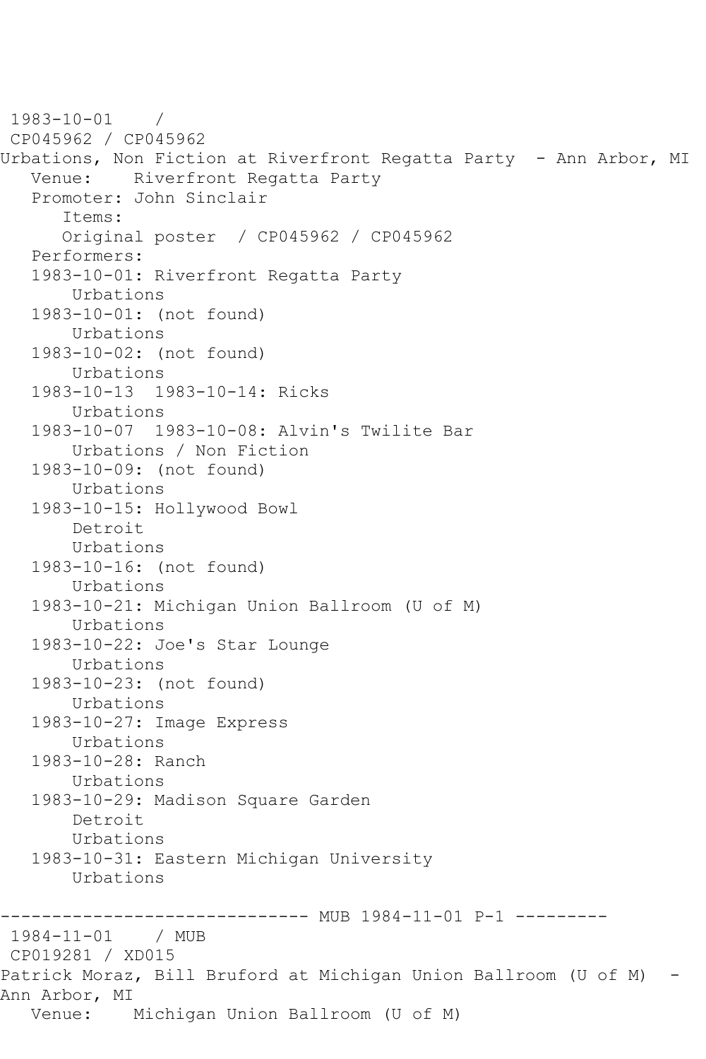```
 1983-10-01    /
 CP045962 / CP045962
Urbations, Non Fiction at Riverfront Regatta Party  - Ann Arbor, MI
   Venue:    Riverfront Regatta Party
   Promoter: John Sinclair
      Items:
      Original poster  / CP045962 / CP045962
   Performers:
   1983-10-01: Riverfront Regatta Party
       Urbations
   1983-10-01: (not found)
       Urbations
   1983-10-02: (not found)
       Urbations
   1983-10-13  1983-10-14: Ricks
       Urbations
   1983-10-07  1983-10-08: Alvin's Twilite Bar
       Urbations / Non Fiction
   1983-10-09: (not found)
       Urbations
   1983-10-15: Hollywood Bowl
       Detroit
       Urbations
   1983-10-16: (not found)
       Urbations
   1983-10-21: Michigan Union Ballroom (U of M)
       Urbations
   1983-10-22: Joe's Star Lounge
       Urbations
   1983-10-23: (not found)
       Urbations
   1983-10-27: Image Express
       Urbations
   1983-10-28: Ranch
       Urbations
   1983-10-29: Madison Square Garden
       Detroit
       Urbations
   1983-10-31: Eastern Michigan University
       Urbations

------------------------------ MUB 1984-11-01 P-1 ---------
 1984-11-01    / MUB
 CP019281 / XD015
Patrick Moraz, Bill Bruford at Michigan Union Ballroom (U of M)  -
Ann Arbor, MI
   Venue:    Michigan Union Ballroom (U of M)
```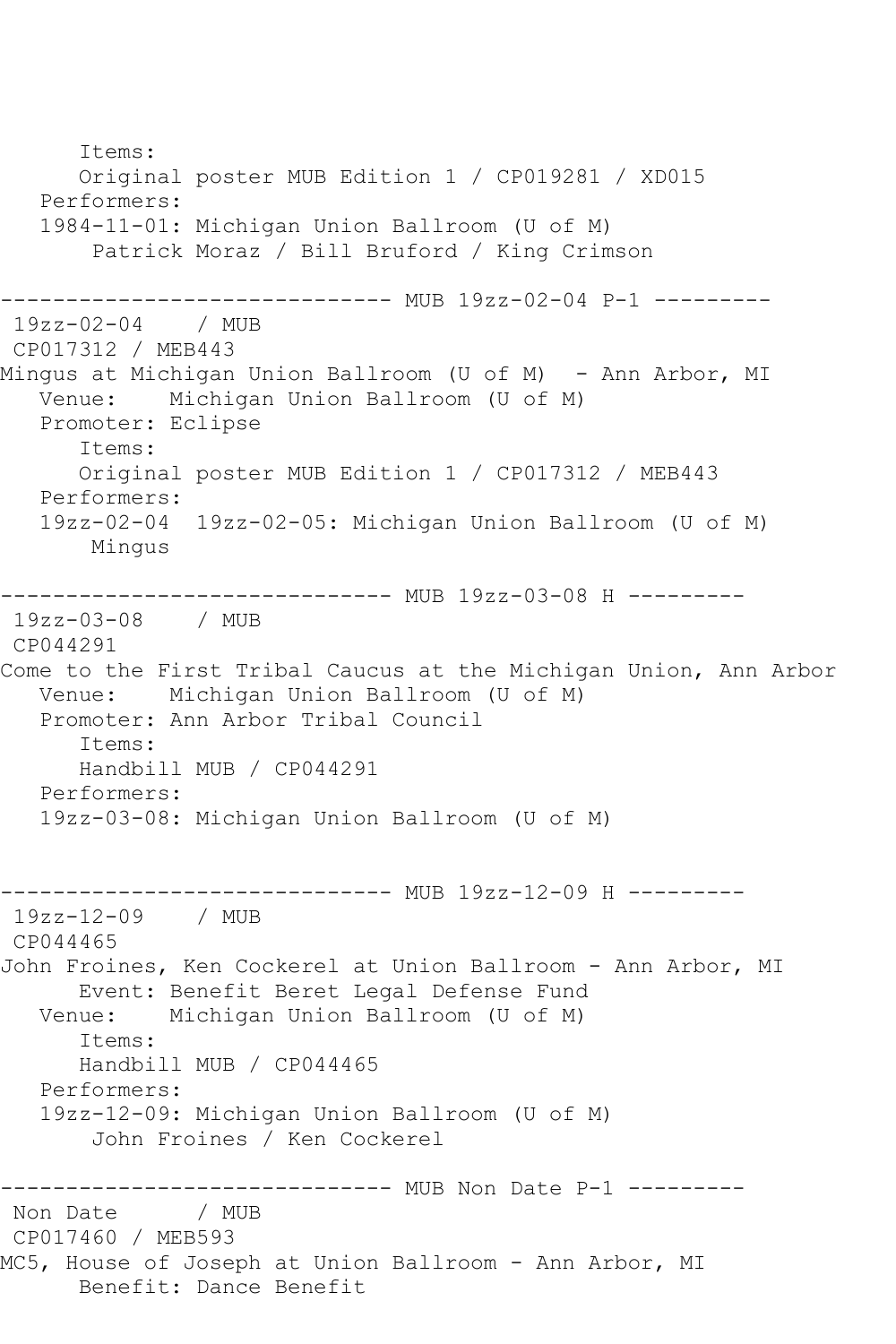```
      Items:
      Original poster MUB Edition 1 / CP019281 / XD015
   Performers:
   1984-11-01: Michigan Union Ballroom (U of M)
       Patrick Moraz / Bill Bruford / King Crimson

------------------------------ MUB 19zz-02-04 P-1 ---------
 19zz-02-04    / MUB
 CP017312 / MEB443
Mingus at Michigan Union Ballroom (U of M)  - Ann Arbor, MI
   Venue:    Michigan Union Ballroom (U of M)
   Promoter: Eclipse
      Items:
      Original poster MUB Edition 1 / CP017312 / MEB443
   Performers:
   19zz-02-04  19zz-02-05: Michigan Union Ballroom (U of M)
       Mingus

------------------------------ MUB 19zz-03-08 H ---------
 19zz-03-08    / MUB
 CP044291
Come to the First Tribal Caucus at the Michigan Union, Ann Arbor
   Venue:    Michigan Union Ballroom (U of M)
   Promoter: Ann Arbor Tribal Council
      Items:
      Handbill MUB / CP044291
   Performers:
   19zz-03-08: Michigan Union Ballroom (U of M)


------------------------------ MUB 19zz-12-09 H ---------
 19zz-12-09    / MUB
 CP044465
John Froines, Ken Cockerel at Union Ballroom - Ann Arbor, MI
      Event: Benefit Beret Legal Defense Fund
   Venue:    Michigan Union Ballroom (U of M)
      Items:
      Handbill MUB / CP044465
   Performers:
   19zz-12-09: Michigan Union Ballroom (U of M)
       John Froines / Ken Cockerel

------------------------------ MUB Non Date P-1 ---------
 Non Date      / MUB
 CP017460 / MEB593
MC5, House of Joseph at Union Ballroom - Ann Arbor, MI
      Benefit: Dance Benefit
```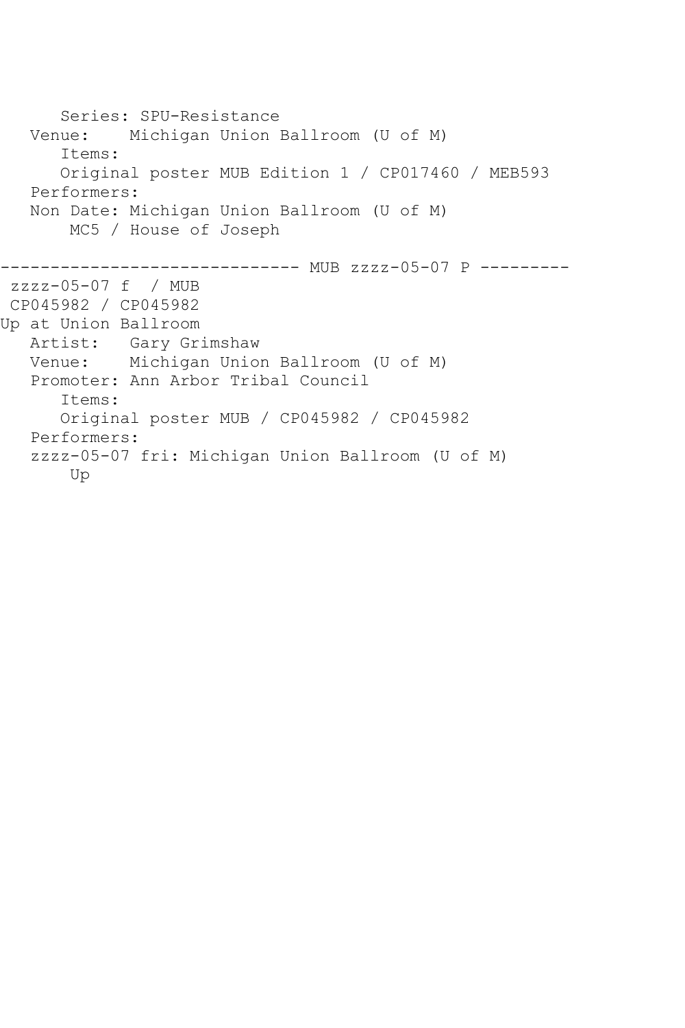```
      Series: SPU-Resistance
   Venue:    Michigan Union Ballroom (U of M)
      Items:
      Original poster MUB Edition 1 / CP017460 / MEB593
   Performers:
   Non Date: Michigan Union Ballroom (U of M)
       MC5 / House of Joseph

------------------------------ MUB zzzz-05-07 P ---------
 zzzz-05-07 f  / MUB
 CP045982 / CP045982
Up at Union Ballroom
   Artist:   Gary Grimshaw
   Venue:    Michigan Union Ballroom (U of M)
   Promoter: Ann Arbor Tribal Council
      Items:
      Original poster MUB / CP045982 / CP045982
   Performers:
   zzzz-05-07 fri: Michigan Union Ballroom (U of M)
       Up
```